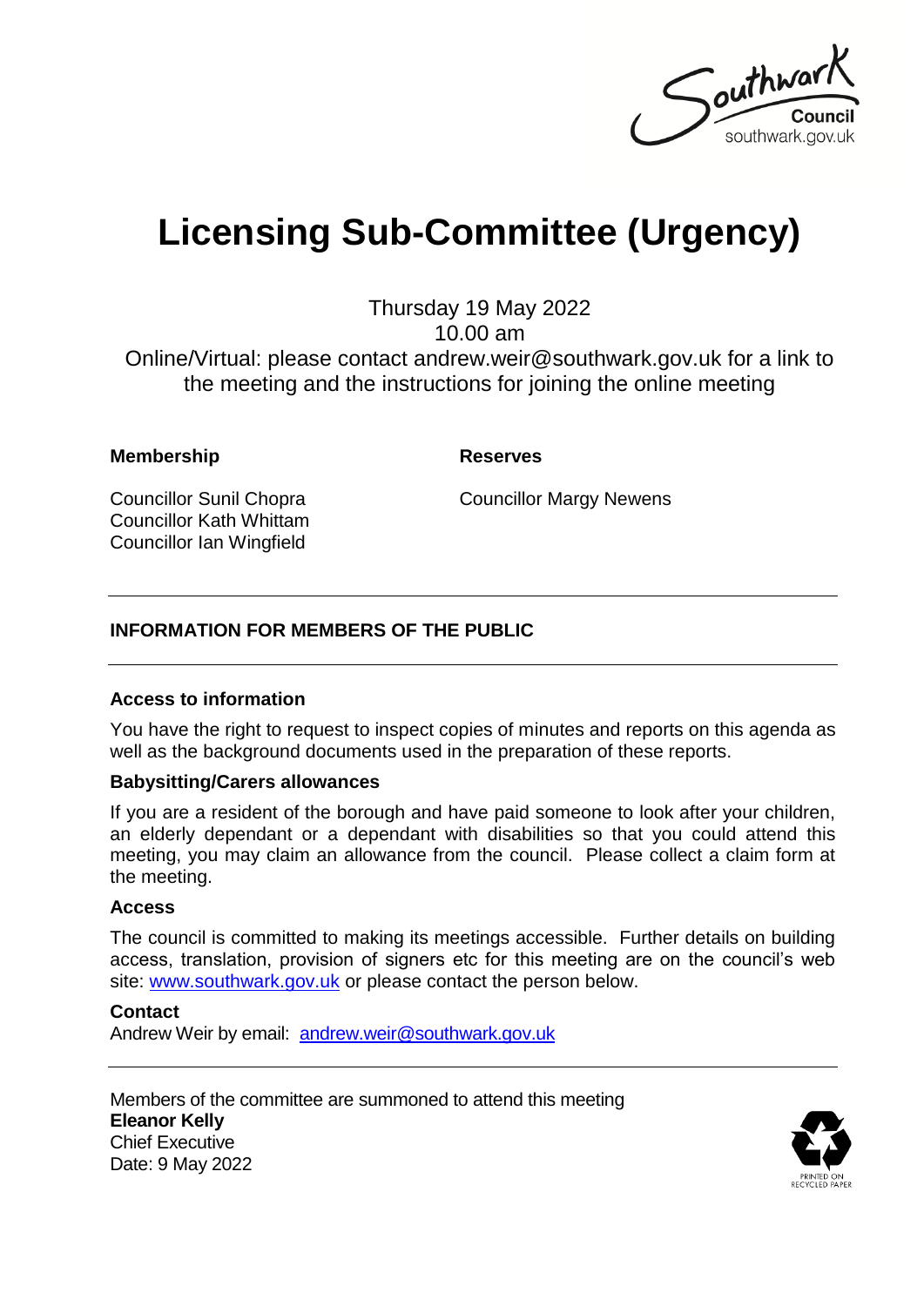# Licensing Sub-Committee (Urgency)

Thursday 19 May 2022
10.00 am
Online/Virtual: please contact andrew.weir@southwark.gov.uk for a link to the meeting and the instructions for joining the online meeting

**Membership**

Councillor Sunil Chopra
Councillor Kath Whittam
Councillor Ian Wingfield

**Reserves**

Councillor Margy Newens

---

## INFORMATION FOR MEMBERS OF THE PUBLIC

---

**Access to information**

You have the right to request to inspect copies of minutes and reports on this agenda as well as the background documents used in the preparation of these reports.

**Babysitting/Carers allowances**

If you are a resident of the borough and have paid someone to look after your children, an elderly dependant or a dependant with disabilities so that you could attend this meeting, you may claim an allowance from the council. Please collect a claim form at the meeting.

**Access**

The council is committed to making its meetings accessible. Further details on building access, translation, provision of signers etc for this meeting are on the council's web site: [www.southwark.gov.uk](www.southwark.gov.uk) or please contact the person below.

**Contact**

Andrew Weir by email: [andrew.weir@southwark.gov.uk](mailto:andrew.weir@southwark.gov.uk)

---

Members of the committee are summoned to attend this meeting
**Eleanor Kelly**
Chief Executive
Date: 9 May 2022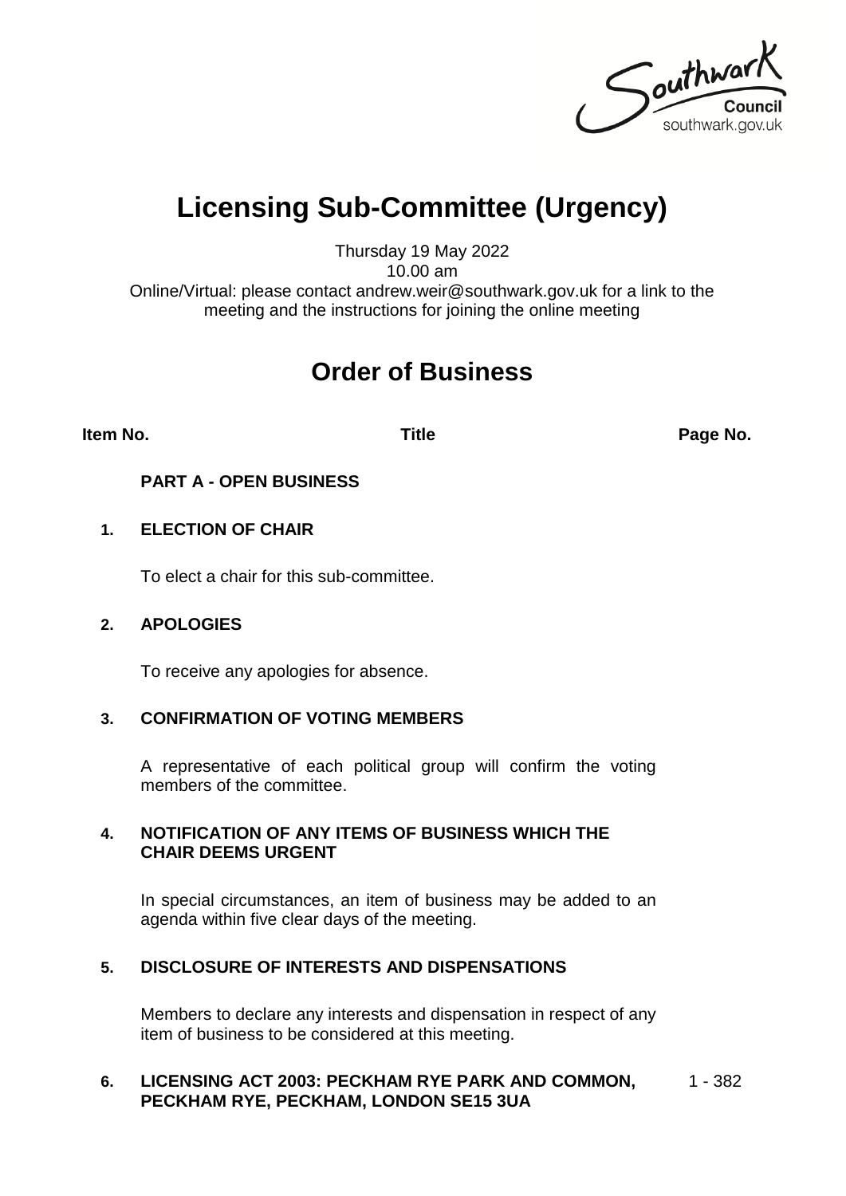# Licensing Sub-Committee (Urgency)

Thursday 19 May 2022
10.00 am
Online/Virtual: please contact andrew.weir@southwark.gov.uk for a link to the meeting and the instructions for joining the online meeting

## Order of Business

| Item No. | Title | Page No. |
|---|---|---|
| | **PART A - OPEN BUSINESS** | |
| **1.** | **ELECTION OF CHAIR**<br><br>To elect a chair for this sub-committee. | |
| **2.** | **APOLOGIES**<br><br>To receive any apologies for absence. | |
| **3.** | **CONFIRMATION OF VOTING MEMBERS**<br><br>A representative of each political group will confirm the voting members of the committee. | |
| **4.** | **NOTIFICATION OF ANY ITEMS OF BUSINESS WHICH THE CHAIR DEEMS URGENT**<br><br>In special circumstances, an item of business may be added to an agenda within five clear days of the meeting. | |
| **5.** | **DISCLOSURE OF INTERESTS AND DISPENSATIONS**<br><br>Members to declare any interests and dispensation in respect of any item of business to be considered at this meeting. | |
| **6.** | **LICENSING ACT 2003: PECKHAM RYE PARK AND COMMON, PECKHAM RYE, PECKHAM, LONDON SE15 3UA** | 1 - 382 |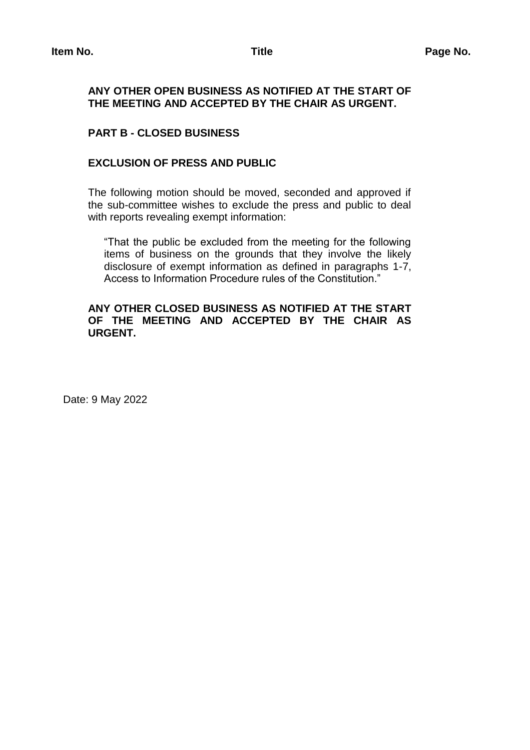| Item No. | Title | Page No. |
|---|---|---|

**ANY OTHER OPEN BUSINESS AS NOTIFIED AT THE START OF THE MEETING AND ACCEPTED BY THE CHAIR AS URGENT.**

**PART B - CLOSED BUSINESS**

**EXCLUSION OF PRESS AND PUBLIC**

The following motion should be moved, seconded and approved if the sub-committee wishes to exclude the press and public to deal with reports revealing exempt information:

> "That the public be excluded from the meeting for the following items of business on the grounds that they involve the likely disclosure of exempt information as defined in paragraphs 1-7, Access to Information Procedure rules of the Constitution."

**ANY OTHER CLOSED BUSINESS AS NOTIFIED AT THE START OF THE MEETING AND ACCEPTED BY THE CHAIR AS URGENT.**

Date: 9 May 2022